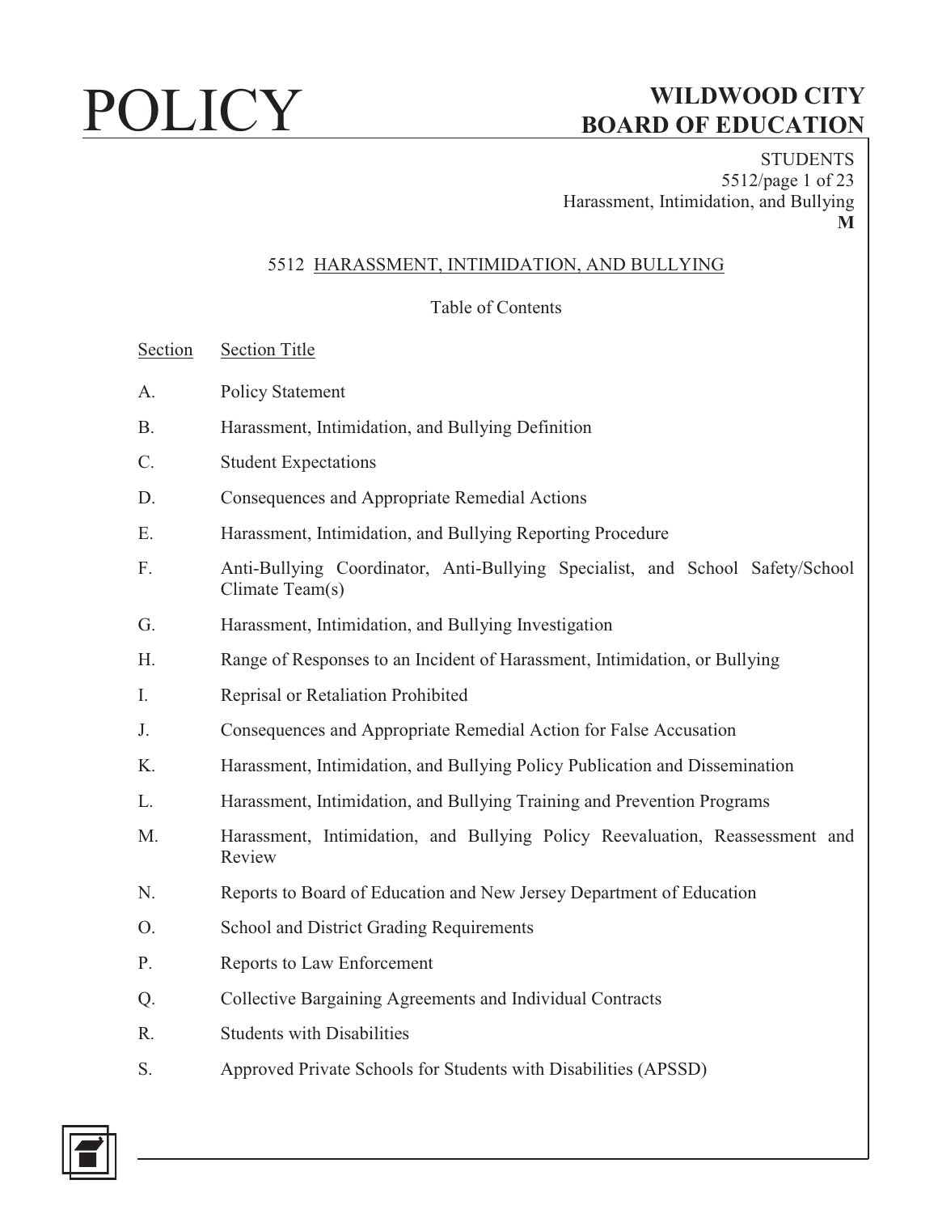# POLICY

## WILDWOOD CITY BOARD OF EDUCATION

STUDENTS
Harassment, Intimidation, and Bullying
**M**

### 5512 HARASSMENT, INTIMIDATION, AND BULLYING

Table of Contents

| Section | Section Title |
|---|---|
| A. | Policy Statement |
| B. | Harassment, Intimidation, and Bullying Definition |
| C. | Student Expectations |
| D. | Consequences and Appropriate Remedial Actions |
| E. | Harassment, Intimidation, and Bullying Reporting Procedure |
| F. | Anti-Bullying Coordinator, Anti-Bullying Specialist, and School Safety/School Climate Team(s) |
| G. | Harassment, Intimidation, and Bullying Investigation |
| H. | Range of Responses to an Incident of Harassment, Intimidation, or Bullying |
| I. | Reprisal or Retaliation Prohibited |
| J. | Consequences and Appropriate Remedial Action for False Accusation |
| K. | Harassment, Intimidation, and Bullying Policy Publication and Dissemination |
| L. | Harassment, Intimidation, and Bullying Training and Prevention Programs |
| M. | Harassment, Intimidation, and Bullying Policy Reevaluation, Reassessment and Review |
| N. | Reports to Board of Education and New Jersey Department of Education |
| O. | School and District Grading Requirements |
| P. | Reports to Law Enforcement |
| Q. | Collective Bargaining Agreements and Individual Contracts |
| R. | Students with Disabilities |
| S. | Approved Private Schools for Students with Disabilities (APSSD) |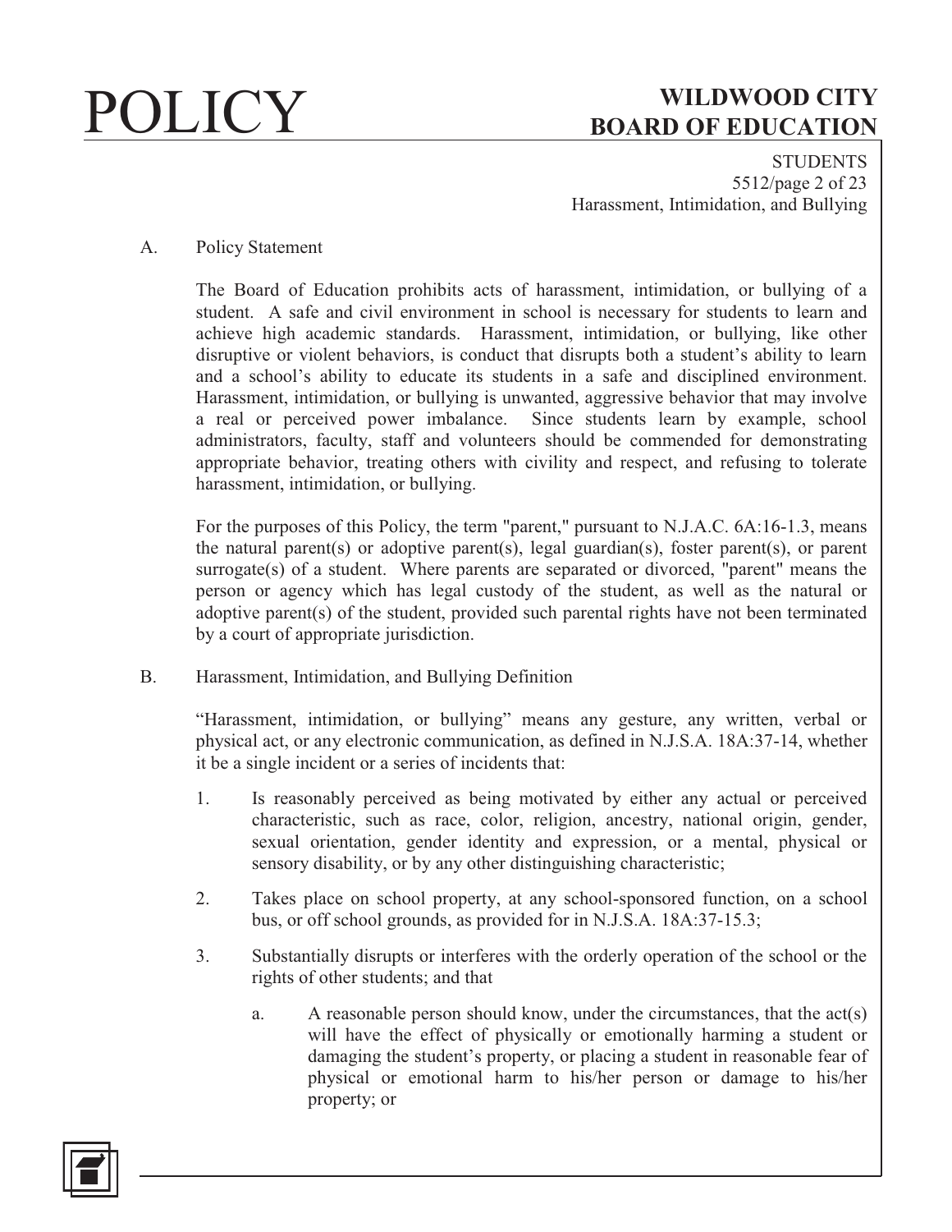A. Policy Statement

The Board of Education prohibits acts of harassment, intimidation, or bullying of a student. A safe and civil environment in school is necessary for students to learn and achieve high academic standards. Harassment, intimidation, or bullying, like other disruptive or violent behaviors, is conduct that disrupts both a student's ability to learn and a school's ability to educate its students in a safe and disciplined environment. Harassment, intimidation, or bullying is unwanted, aggressive behavior that may involve a real or perceived power imbalance. Since students learn by example, school administrators, faculty, staff and volunteers should be commended for demonstrating appropriate behavior, treating others with civility and respect, and refusing to tolerate harassment, intimidation, or bullying.

For the purposes of this Policy, the term "parent," pursuant to N.J.A.C. 6A:16-1.3, means the natural parent(s) or adoptive parent(s), legal guardian(s), foster parent(s), or parent surrogate(s) of a student. Where parents are separated or divorced, "parent" means the person or agency which has legal custody of the student, as well as the natural or adoptive parent(s) of the student, provided such parental rights have not been terminated by a court of appropriate jurisdiction.

B. Harassment, Intimidation, and Bullying Definition

"Harassment, intimidation, or bullying" means any gesture, any written, verbal or physical act, or any electronic communication, as defined in N.J.S.A. 18A:37-14, whether it be a single incident or a series of incidents that:

1. Is reasonably perceived as being motivated by either any actual or perceived characteristic, such as race, color, religion, ancestry, national origin, gender, sexual orientation, gender identity and expression, or a mental, physical or sensory disability, or by any other distinguishing characteristic;

2. Takes place on school property, at any school-sponsored function, on a school bus, or off school grounds, as provided for in N.J.S.A. 18A:37-15.3;

3. Substantially disrupts or interferes with the orderly operation of the school or the rights of other students; and that

   a. A reasonable person should know, under the circumstances, that the act(s) will have the effect of physically or emotionally harming a student or damaging the student's property, or placing a student in reasonable fear of physical or emotional harm to his/her person or damage to his/her property; or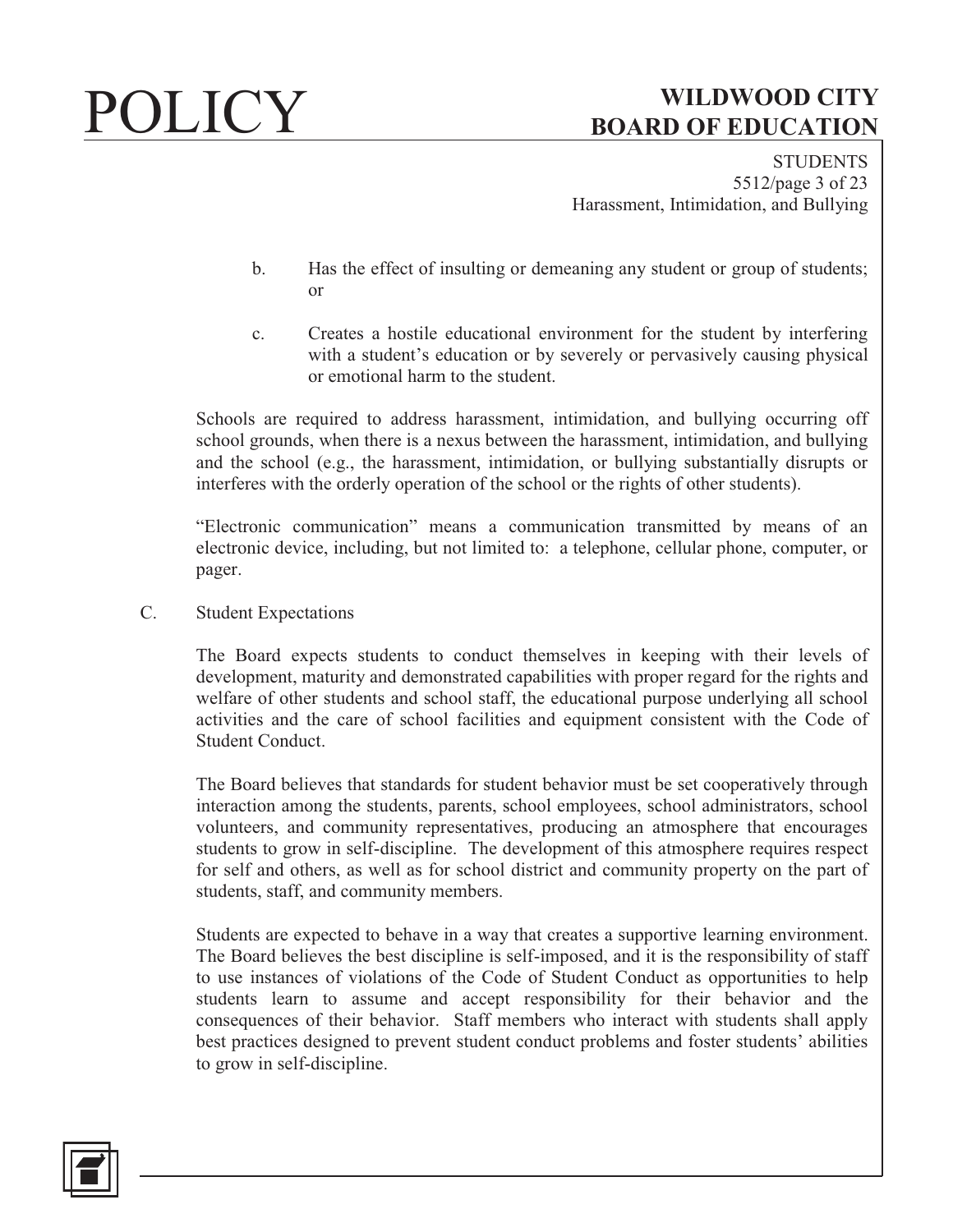b. Has the effect of insulting or demeaning any student or group of students; or

c. Creates a hostile educational environment for the student by interfering with a student's education or by severely or pervasively causing physical or emotional harm to the student.

Schools are required to address harassment, intimidation, and bullying occurring off school grounds, when there is a nexus between the harassment, intimidation, and bullying and the school (e.g., the harassment, intimidation, or bullying substantially disrupts or interferes with the orderly operation of the school or the rights of other students).

"Electronic communication" means a communication transmitted by means of an electronic device, including, but not limited to: a telephone, cellular phone, computer, or pager.

C. Student Expectations

The Board expects students to conduct themselves in keeping with their levels of development, maturity and demonstrated capabilities with proper regard for the rights and welfare of other students and school staff, the educational purpose underlying all school activities and the care of school facilities and equipment consistent with the Code of Student Conduct.

The Board believes that standards for student behavior must be set cooperatively through interaction among the students, parents, school employees, school administrators, school volunteers, and community representatives, producing an atmosphere that encourages students to grow in self-discipline. The development of this atmosphere requires respect for self and others, as well as for school district and community property on the part of students, staff, and community members.

Students are expected to behave in a way that creates a supportive learning environment. The Board believes the best discipline is self-imposed, and it is the responsibility of staff to use instances of violations of the Code of Student Conduct as opportunities to help students learn to assume and accept responsibility for their behavior and the consequences of their behavior. Staff members who interact with students shall apply best practices designed to prevent student conduct problems and foster students' abilities to grow in self-discipline.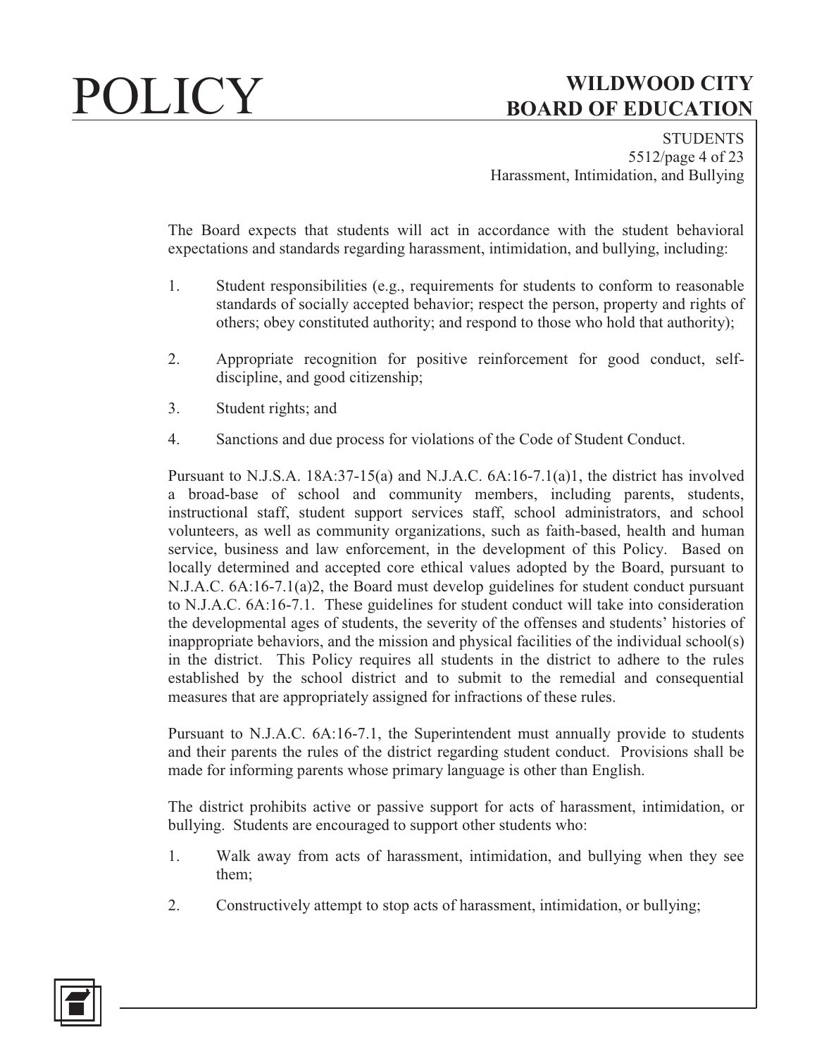The Board expects that students will act in accordance with the student behavioral expectations and standards regarding harassment, intimidation, and bullying, including:

1. Student responsibilities (e.g., requirements for students to conform to reasonable standards of socially accepted behavior; respect the person, property and rights of others; obey constituted authority; and respond to those who hold that authority);

2. Appropriate recognition for positive reinforcement for good conduct, self-discipline, and good citizenship;

3. Student rights; and

4. Sanctions and due process for violations of the Code of Student Conduct.

Pursuant to N.J.S.A. 18A:37-15(a) and N.J.A.C. 6A:16-7.1(a)1, the district has involved a broad-base of school and community members, including parents, students, instructional staff, student support services staff, school administrators, and school volunteers, as well as community organizations, such as faith-based, health and human service, business and law enforcement, in the development of this Policy. Based on locally determined and accepted core ethical values adopted by the Board, pursuant to N.J.A.C. 6A:16-7.1(a)2, the Board must develop guidelines for student conduct pursuant to N.J.A.C. 6A:16-7.1. These guidelines for student conduct will take into consideration the developmental ages of students, the severity of the offenses and students' histories of inappropriate behaviors, and the mission and physical facilities of the individual school(s) in the district. This Policy requires all students in the district to adhere to the rules established by the school district and to submit to the remedial and consequential measures that are appropriately assigned for infractions of these rules.

Pursuant to N.J.A.C. 6A:16-7.1, the Superintendent must annually provide to students and their parents the rules of the district regarding student conduct. Provisions shall be made for informing parents whose primary language is other than English.

The district prohibits active or passive support for acts of harassment, intimidation, or bullying. Students are encouraged to support other students who:

1. Walk away from acts of harassment, intimidation, and bullying when they see them;

2. Constructively attempt to stop acts of harassment, intimidation, or bullying;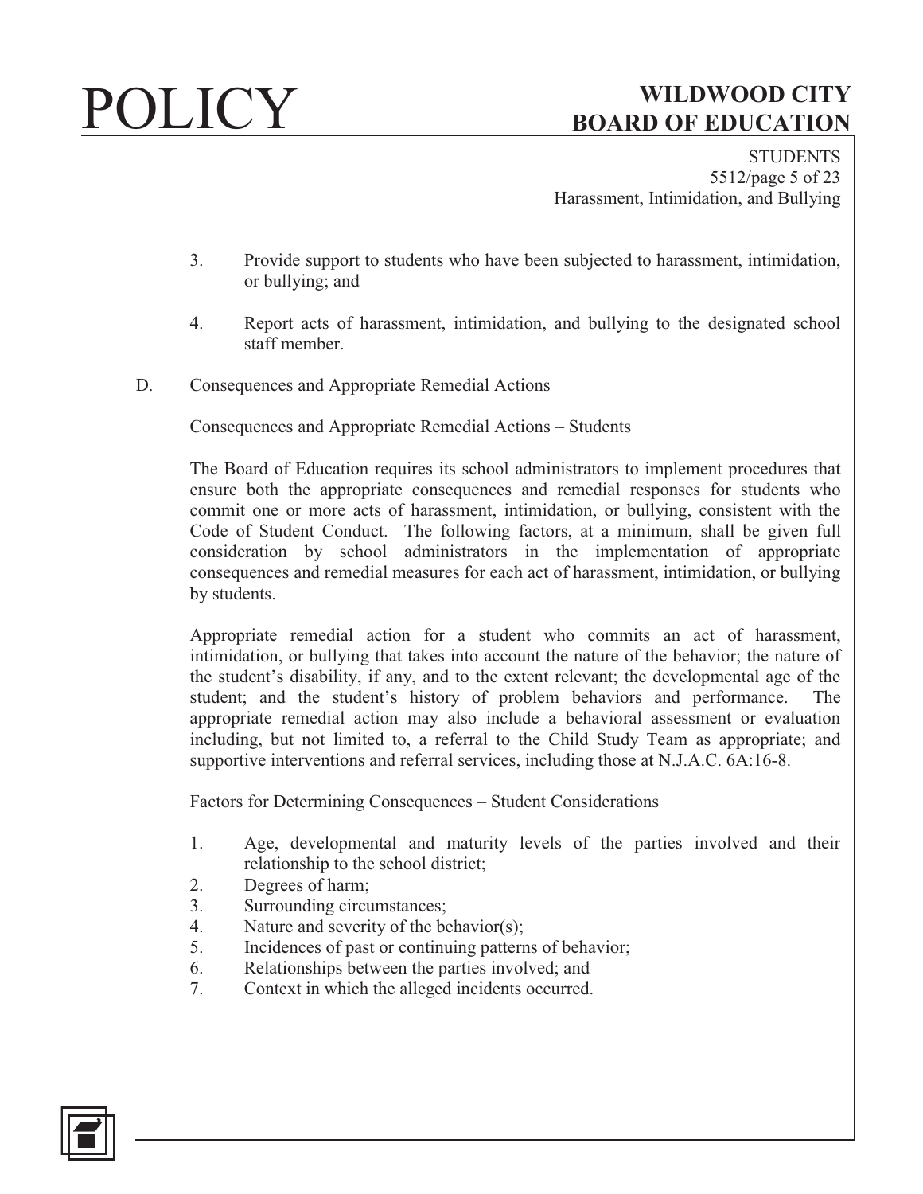3. Provide support to students who have been subjected to harassment, intimidation, or bullying; and

4. Report acts of harassment, intimidation, and bullying to the designated school staff member.

D. Consequences and Appropriate Remedial Actions

Consequences and Appropriate Remedial Actions – Students

The Board of Education requires its school administrators to implement procedures that ensure both the appropriate consequences and remedial responses for students who commit one or more acts of harassment, intimidation, or bullying, consistent with the Code of Student Conduct. The following factors, at a minimum, shall be given full consideration by school administrators in the implementation of appropriate consequences and remedial measures for each act of harassment, intimidation, or bullying by students.

Appropriate remedial action for a student who commits an act of harassment, intimidation, or bullying that takes into account the nature of the behavior; the nature of the student's disability, if any, and to the extent relevant; the developmental age of the student; and the student's history of problem behaviors and performance. The appropriate remedial action may also include a behavioral assessment or evaluation including, but not limited to, a referral to the Child Study Team as appropriate; and supportive interventions and referral services, including those at N.J.A.C. 6A:16-8.

Factors for Determining Consequences – Student Considerations

1. Age, developmental and maturity levels of the parties involved and their relationship to the school district;
2. Degrees of harm;
3. Surrounding circumstances;
4. Nature and severity of the behavior(s);
5. Incidences of past or continuing patterns of behavior;
6. Relationships between the parties involved; and
7. Context in which the alleged incidents occurred.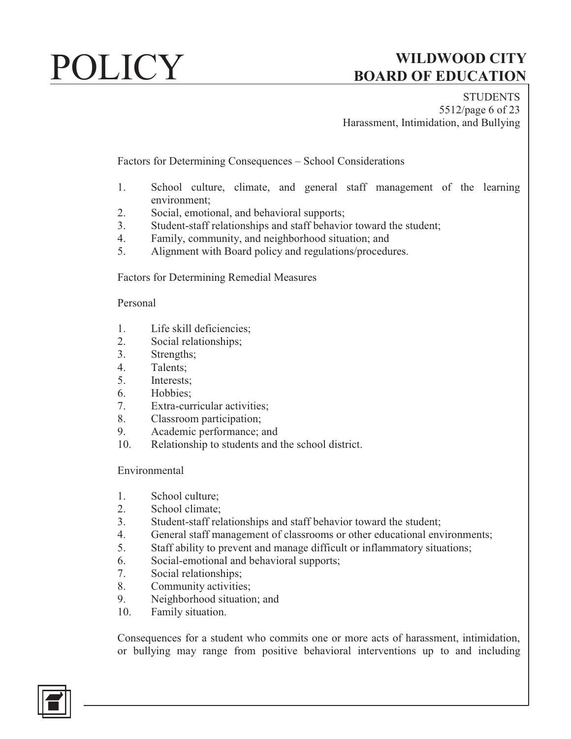Factors for Determining Consequences – School Considerations

1. School culture, climate, and general staff management of the learning environment;
2. Social, emotional, and behavioral supports;
3. Student-staff relationships and staff behavior toward the student;
4. Family, community, and neighborhood situation; and
5. Alignment with Board policy and regulations/procedures.

Factors for Determining Remedial Measures

Personal

1. Life skill deficiencies;
2. Social relationships;
3. Strengths;
4. Talents;
5. Interests;
6. Hobbies;
7. Extra-curricular activities;
8. Classroom participation;
9. Academic performance; and
10. Relationship to students and the school district.

Environmental

1. School culture;
2. School climate;
3. Student-staff relationships and staff behavior toward the student;
4. General staff management of classrooms or other educational environments;
5. Staff ability to prevent and manage difficult or inflammatory situations;
6. Social-emotional and behavioral supports;
7. Social relationships;
8. Community activities;
9. Neighborhood situation; and
10. Family situation.

Consequences for a student who commits one or more acts of harassment, intimidation, or bullying may range from positive behavioral interventions up to and including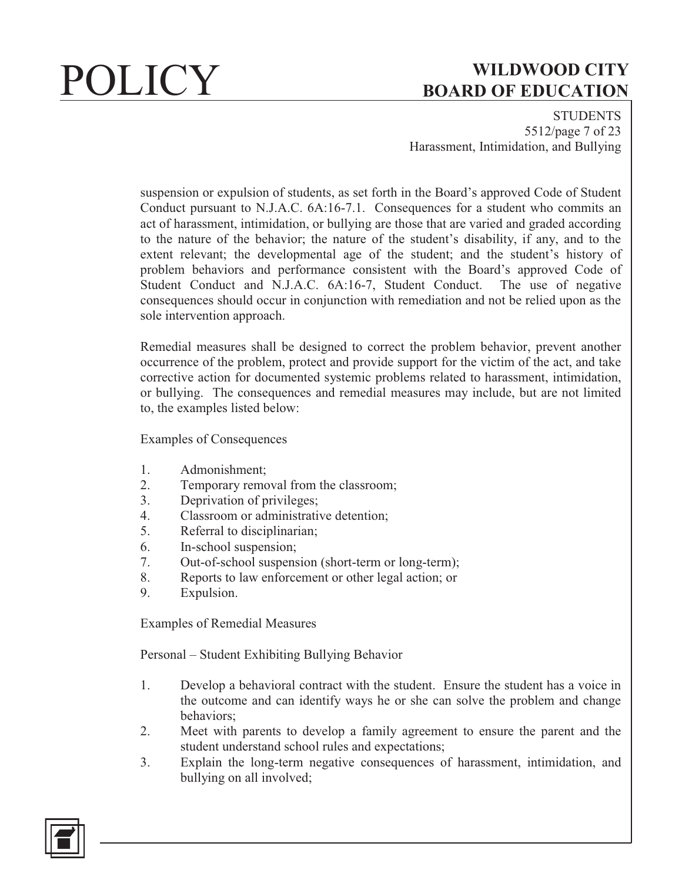suspension or expulsion of students, as set forth in the Board's approved Code of Student Conduct pursuant to N.J.A.C. 6A:16-7.1. Consequences for a student who commits an act of harassment, intimidation, or bullying are those that are varied and graded according to the nature of the behavior; the nature of the student's disability, if any, and to the extent relevant; the developmental age of the student; and the student's history of problem behaviors and performance consistent with the Board's approved Code of Student Conduct and N.J.A.C. 6A:16-7, Student Conduct. The use of negative consequences should occur in conjunction with remediation and not be relied upon as the sole intervention approach.

Remedial measures shall be designed to correct the problem behavior, prevent another occurrence of the problem, protect and provide support for the victim of the act, and take corrective action for documented systemic problems related to harassment, intimidation, or bullying. The consequences and remedial measures may include, but are not limited to, the examples listed below:

Examples of Consequences

1. Admonishment;
2. Temporary removal from the classroom;
3. Deprivation of privileges;
4. Classroom or administrative detention;
5. Referral to disciplinarian;
6. In-school suspension;
7. Out-of-school suspension (short-term or long-term);
8. Reports to law enforcement or other legal action; or
9. Expulsion.

Examples of Remedial Measures

Personal – Student Exhibiting Bullying Behavior

1. Develop a behavioral contract with the student. Ensure the student has a voice in the outcome and can identify ways he or she can solve the problem and change behaviors;
2. Meet with parents to develop a family agreement to ensure the parent and the student understand school rules and expectations;
3. Explain the long-term negative consequences of harassment, intimidation, and bullying on all involved;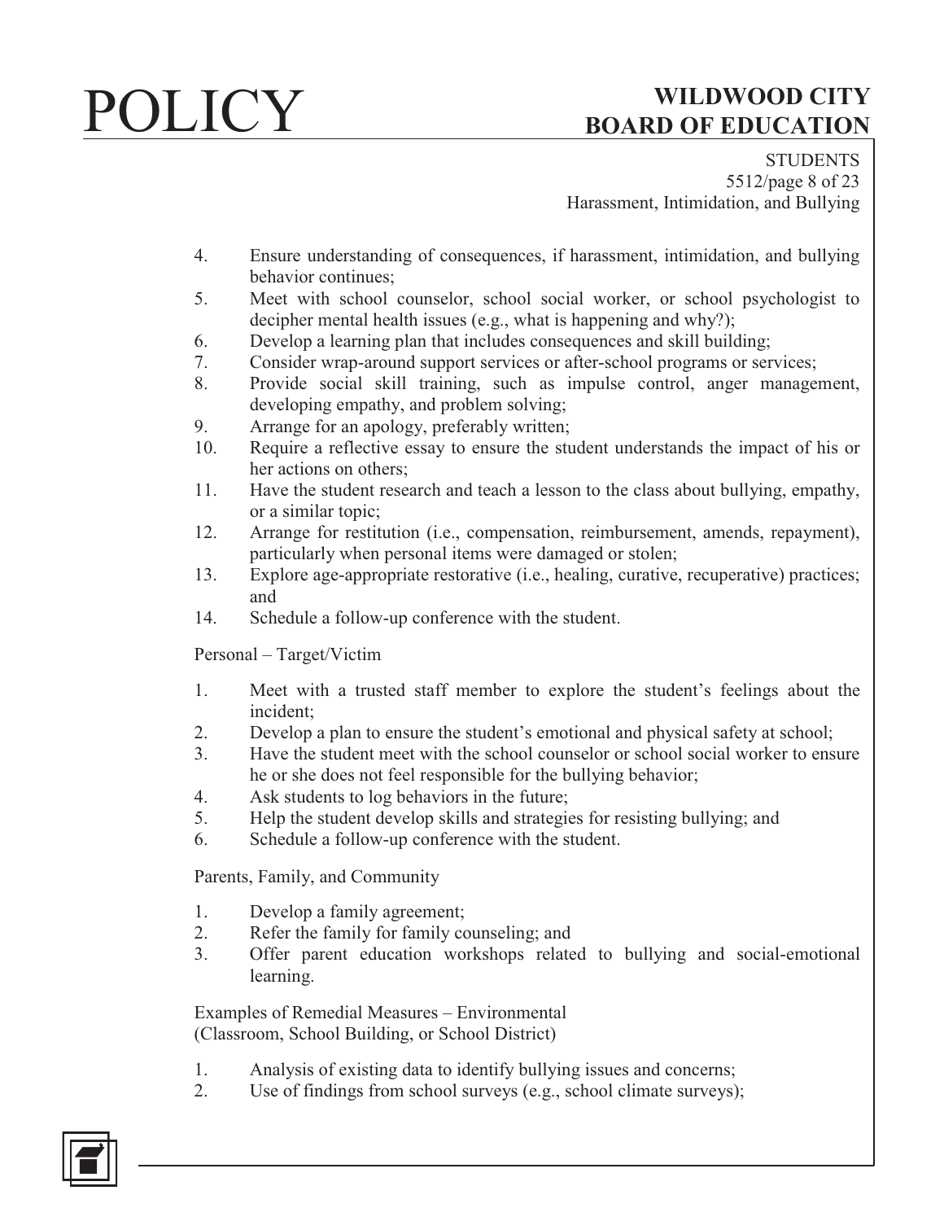4. Ensure understanding of consequences, if harassment, intimidation, and bullying behavior continues;
5. Meet with school counselor, school social worker, or school psychologist to decipher mental health issues (e.g., what is happening and why?);
6. Develop a learning plan that includes consequences and skill building;
7. Consider wrap-around support services or after-school programs or services;
8. Provide social skill training, such as impulse control, anger management, developing empathy, and problem solving;
9. Arrange for an apology, preferably written;
10. Require a reflective essay to ensure the student understands the impact of his or her actions on others;
11. Have the student research and teach a lesson to the class about bullying, empathy, or a similar topic;
12. Arrange for restitution (i.e., compensation, reimbursement, amends, repayment), particularly when personal items were damaged or stolen;
13. Explore age-appropriate restorative (i.e., healing, curative, recuperative) practices; and
14. Schedule a follow-up conference with the student.

Personal – Target/Victim

1. Meet with a trusted staff member to explore the student's feelings about the incident;
2. Develop a plan to ensure the student's emotional and physical safety at school;
3. Have the student meet with the school counselor or school social worker to ensure he or she does not feel responsible for the bullying behavior;
4. Ask students to log behaviors in the future;
5. Help the student develop skills and strategies for resisting bullying; and
6. Schedule a follow-up conference with the student.

Parents, Family, and Community

1. Develop a family agreement;
2. Refer the family for family counseling; and
3. Offer parent education workshops related to bullying and social-emotional learning.

Examples of Remedial Measures – Environmental
(Classroom, School Building, or School District)

1. Analysis of existing data to identify bullying issues and concerns;
2. Use of findings from school surveys (e.g., school climate surveys);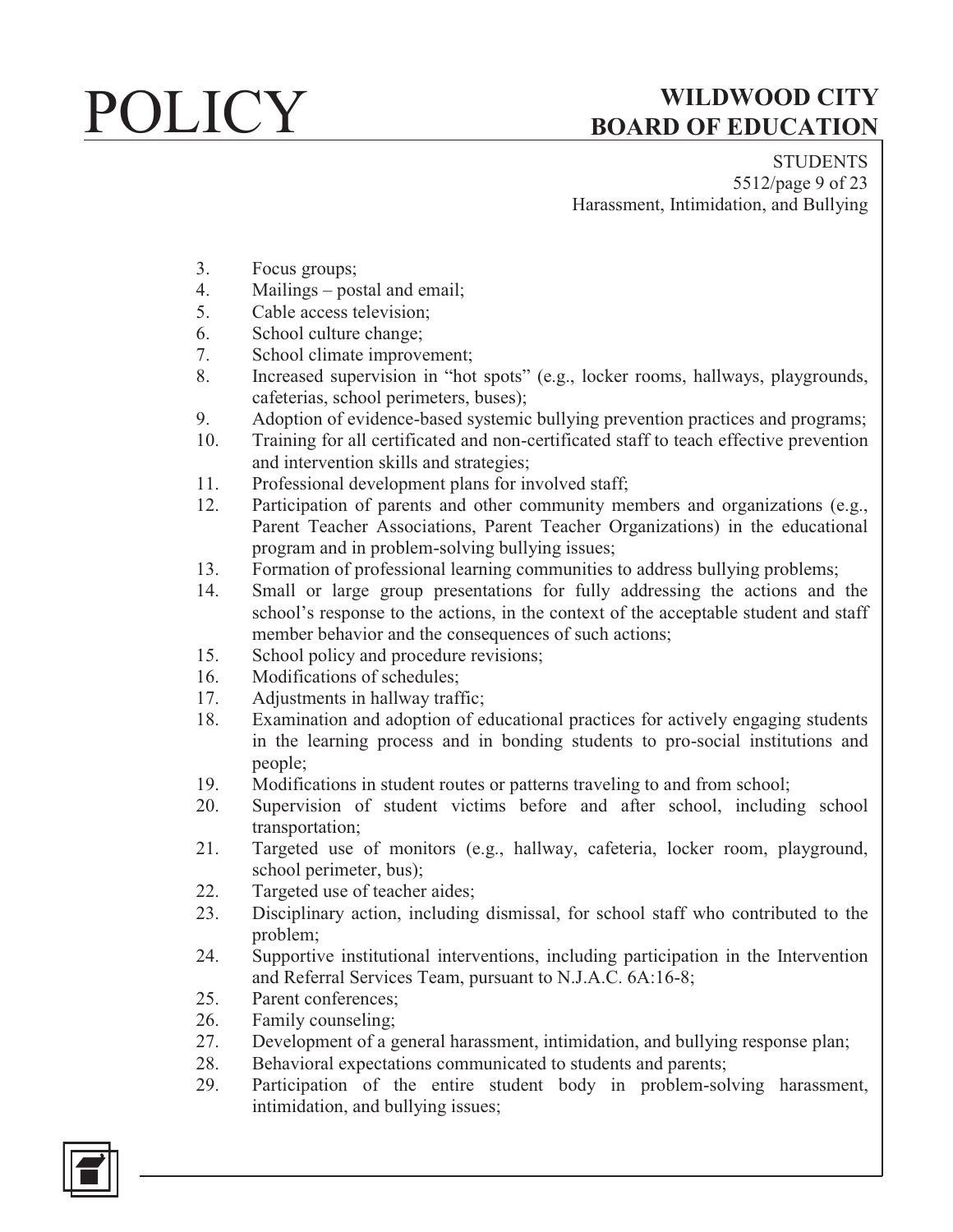3. Focus groups;
4. Mailings – postal and email;
5. Cable access television;
6. School culture change;
7. School climate improvement;
8. Increased supervision in "hot spots" (e.g., locker rooms, hallways, playgrounds, cafeterias, school perimeters, buses);
9. Adoption of evidence-based systemic bullying prevention practices and programs;
10. Training for all certificated and non-certificated staff to teach effective prevention and intervention skills and strategies;
11. Professional development plans for involved staff;
12. Participation of parents and other community members and organizations (e.g., Parent Teacher Associations, Parent Teacher Organizations) in the educational program and in problem-solving bullying issues;
13. Formation of professional learning communities to address bullying problems;
14. Small or large group presentations for fully addressing the actions and the school's response to the actions, in the context of the acceptable student and staff member behavior and the consequences of such actions;
15. School policy and procedure revisions;
16. Modifications of schedules;
17. Adjustments in hallway traffic;
18. Examination and adoption of educational practices for actively engaging students in the learning process and in bonding students to pro-social institutions and people;
19. Modifications in student routes or patterns traveling to and from school;
20. Supervision of student victims before and after school, including school transportation;
21. Targeted use of monitors (e.g., hallway, cafeteria, locker room, playground, school perimeter, bus);
22. Targeted use of teacher aides;
23. Disciplinary action, including dismissal, for school staff who contributed to the problem;
24. Supportive institutional interventions, including participation in the Intervention and Referral Services Team, pursuant to N.J.A.C. 6A:16-8;
25. Parent conferences;
26. Family counseling;
27. Development of a general harassment, intimidation, and bullying response plan;
28. Behavioral expectations communicated to students and parents;
29. Participation of the entire student body in problem-solving harassment, intimidation, and bullying issues;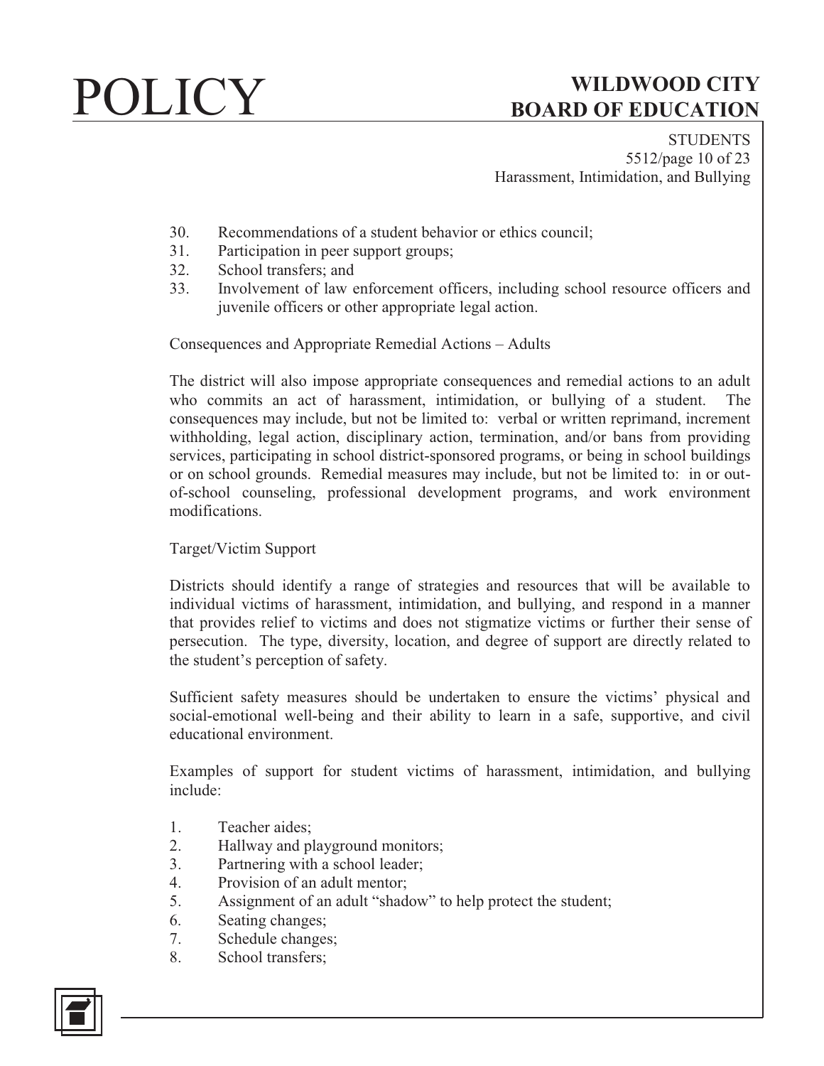30. Recommendations of a student behavior or ethics council;
31. Participation in peer support groups;
32. School transfers; and
33. Involvement of law enforcement officers, including school resource officers and juvenile officers or other appropriate legal action.

Consequences and Appropriate Remedial Actions – Adults

The district will also impose appropriate consequences and remedial actions to an adult who commits an act of harassment, intimidation, or bullying of a student. The consequences may include, but not be limited to: verbal or written reprimand, increment withholding, legal action, disciplinary action, termination, and/or bans from providing services, participating in school district-sponsored programs, or being in school buildings or on school grounds. Remedial measures may include, but not be limited to: in or out-of-school counseling, professional development programs, and work environment modifications.

Target/Victim Support

Districts should identify a range of strategies and resources that will be available to individual victims of harassment, intimidation, and bullying, and respond in a manner that provides relief to victims and does not stigmatize victims or further their sense of persecution. The type, diversity, location, and degree of support are directly related to the student's perception of safety.

Sufficient safety measures should be undertaken to ensure the victims' physical and social-emotional well-being and their ability to learn in a safe, supportive, and civil educational environment.

Examples of support for student victims of harassment, intimidation, and bullying include:

1. Teacher aides;
2. Hallway and playground monitors;
3. Partnering with a school leader;
4. Provision of an adult mentor;
5. Assignment of an adult "shadow" to help protect the student;
6. Seating changes;
7. Schedule changes;
8. School transfers;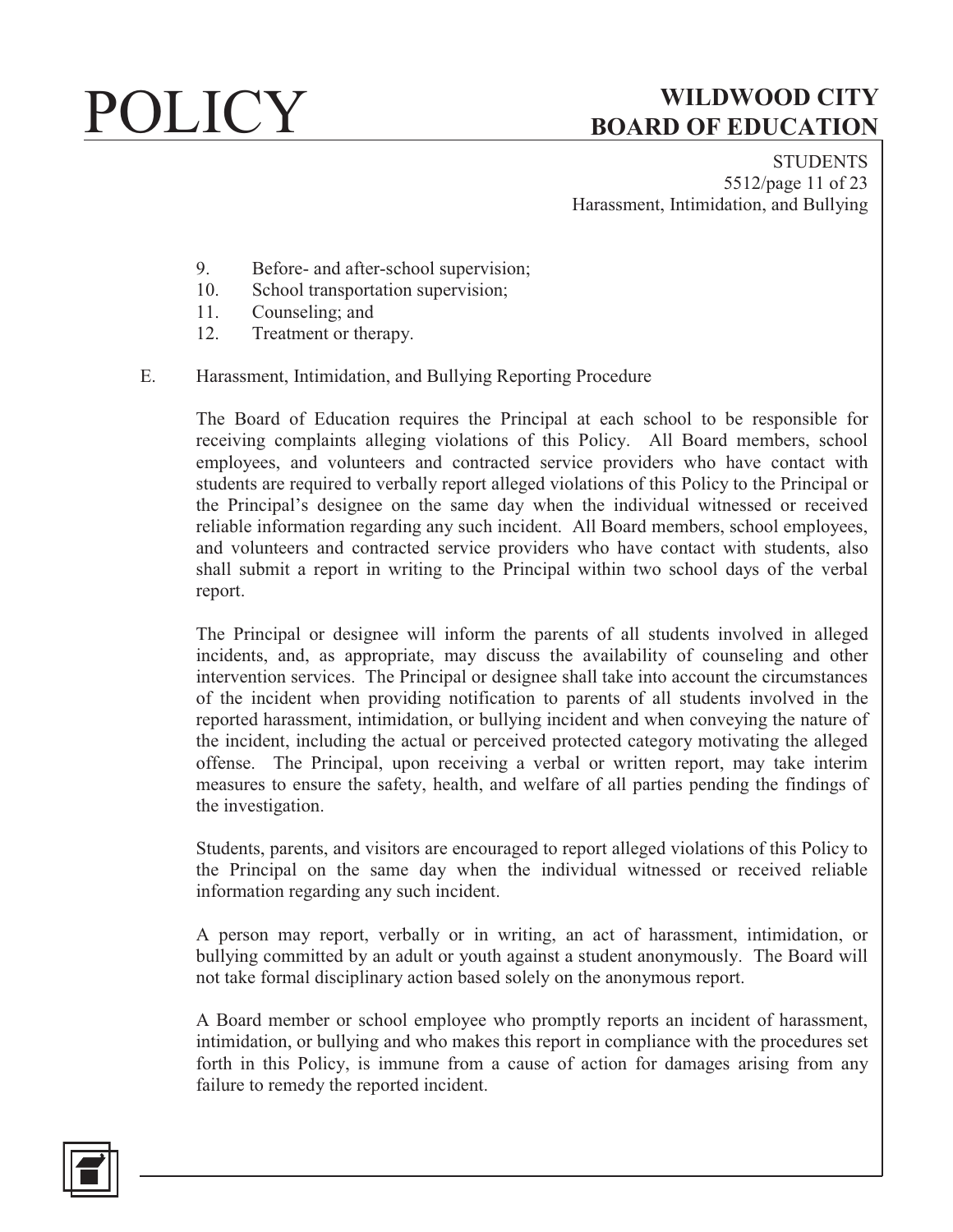9. Before- and after-school supervision;
10. School transportation supervision;
11. Counseling; and
12. Treatment or therapy.

E. Harassment, Intimidation, and Bullying Reporting Procedure

The Board of Education requires the Principal at each school to be responsible for receiving complaints alleging violations of this Policy. All Board members, school employees, and volunteers and contracted service providers who have contact with students are required to verbally report alleged violations of this Policy to the Principal or the Principal's designee on the same day when the individual witnessed or received reliable information regarding any such incident. All Board members, school employees, and volunteers and contracted service providers who have contact with students, also shall submit a report in writing to the Principal within two school days of the verbal report.

The Principal or designee will inform the parents of all students involved in alleged incidents, and, as appropriate, may discuss the availability of counseling and other intervention services. The Principal or designee shall take into account the circumstances of the incident when providing notification to parents of all students involved in the reported harassment, intimidation, or bullying incident and when conveying the nature of the incident, including the actual or perceived protected category motivating the alleged offense. The Principal, upon receiving a verbal or written report, may take interim measures to ensure the safety, health, and welfare of all parties pending the findings of the investigation.

Students, parents, and visitors are encouraged to report alleged violations of this Policy to the Principal on the same day when the individual witnessed or received reliable information regarding any such incident.

A person may report, verbally or in writing, an act of harassment, intimidation, or bullying committed by an adult or youth against a student anonymously. The Board will not take formal disciplinary action based solely on the anonymous report.

A Board member or school employee who promptly reports an incident of harassment, intimidation, or bullying and who makes this report in compliance with the procedures set forth in this Policy, is immune from a cause of action for damages arising from any failure to remedy the reported incident.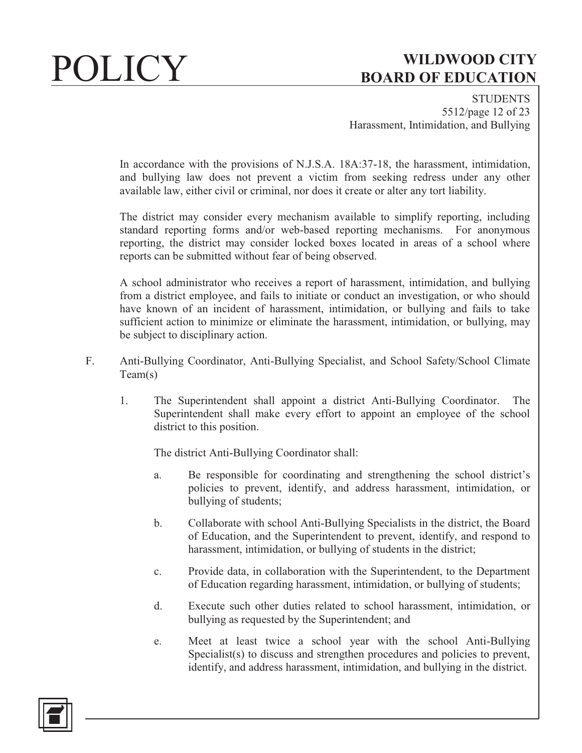In accordance with the provisions of N.J.S.A. 18A:37-18, the harassment, intimidation, and bullying law does not prevent a victim from seeking redress under any other available law, either civil or criminal, nor does it create or alter any tort liability.

The district may consider every mechanism available to simplify reporting, including standard reporting forms and/or web-based reporting mechanisms. For anonymous reporting, the district may consider locked boxes located in areas of a school where reports can be submitted without fear of being observed.

A school administrator who receives a report of harassment, intimidation, and bullying from a district employee, and fails to initiate or conduct an investigation, or who should have known of an incident of harassment, intimidation, or bullying and fails to take sufficient action to minimize or eliminate the harassment, intimidation, or bullying, may be subject to disciplinary action.

F. Anti-Bullying Coordinator, Anti-Bullying Specialist, and School Safety/School Climate Team(s)

1. The Superintendent shall appoint a district Anti-Bullying Coordinator. The Superintendent shall make every effort to appoint an employee of the school district to this position.

   The district Anti-Bullying Coordinator shall:

   a. Be responsible for coordinating and strengthening the school district's policies to prevent, identify, and address harassment, intimidation, or bullying of students;

   b. Collaborate with school Anti-Bullying Specialists in the district, the Board of Education, and the Superintendent to prevent, identify, and respond to harassment, intimidation, or bullying of students in the district;

   c. Provide data, in collaboration with the Superintendent, to the Department of Education regarding harassment, intimidation, or bullying of students;

   d. Execute such other duties related to school harassment, intimidation, or bullying as requested by the Superintendent; and

   e. Meet at least twice a school year with the school Anti-Bullying Specialist(s) to discuss and strengthen procedures and policies to prevent, identify, and address harassment, intimidation, and bullying in the district.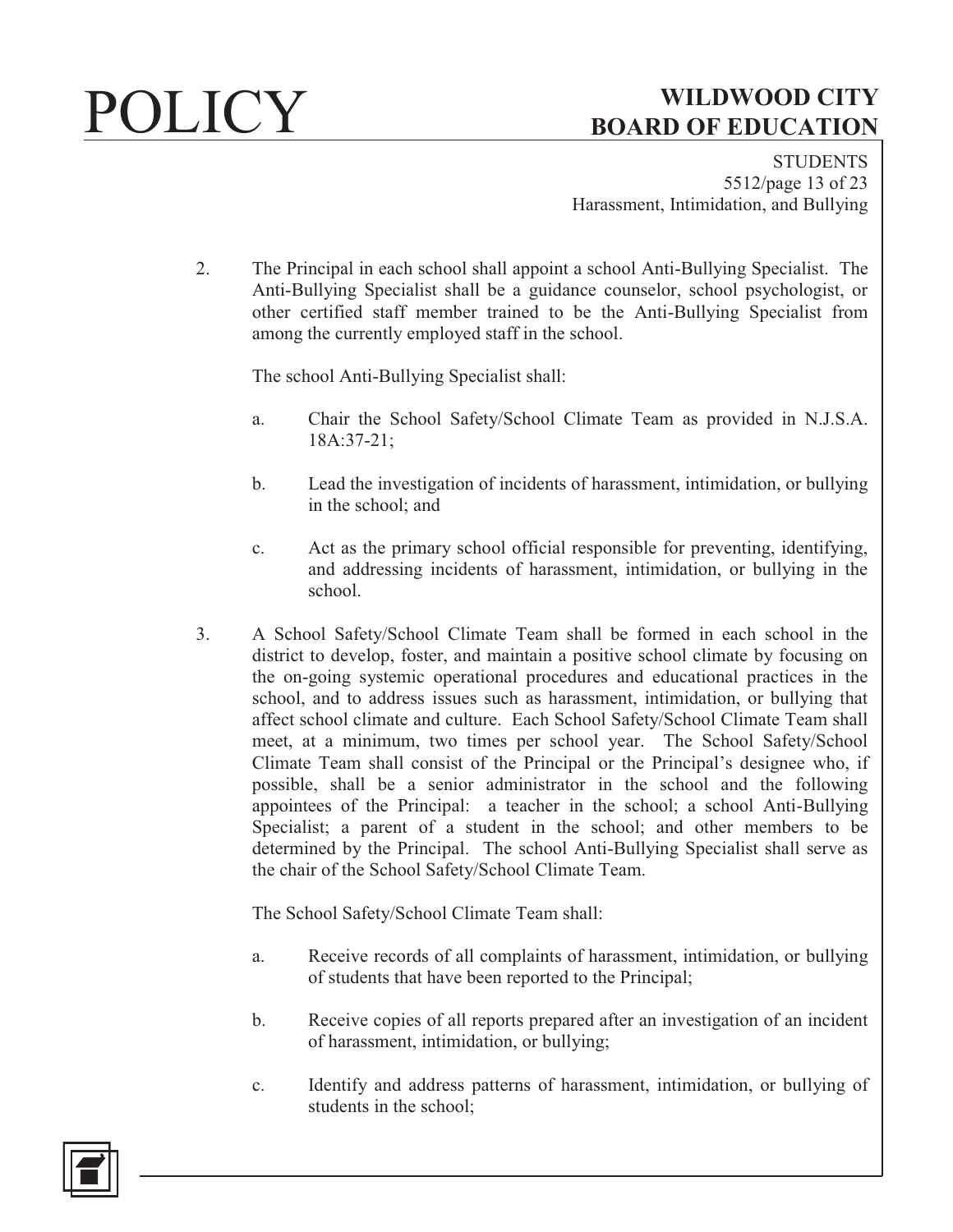2. The Principal in each school shall appoint a school Anti-Bullying Specialist. The Anti-Bullying Specialist shall be a guidance counselor, school psychologist, or other certified staff member trained to be the Anti-Bullying Specialist from among the currently employed staff in the school.

   The school Anti-Bullying Specialist shall:

   a. Chair the School Safety/School Climate Team as provided in N.J.S.A. 18A:37-21;

   b. Lead the investigation of incidents of harassment, intimidation, or bullying in the school; and

   c. Act as the primary school official responsible for preventing, identifying, and addressing incidents of harassment, intimidation, or bullying in the school.

3. A School Safety/School Climate Team shall be formed in each school in the district to develop, foster, and maintain a positive school climate by focusing on the on-going systemic operational procedures and educational practices in the school, and to address issues such as harassment, intimidation, or bullying that affect school climate and culture. Each School Safety/School Climate Team shall meet, at a minimum, two times per school year. The School Safety/School Climate Team shall consist of the Principal or the Principal's designee who, if possible, shall be a senior administrator in the school and the following appointees of the Principal: a teacher in the school; a school Anti-Bullying Specialist; a parent of a student in the school; and other members to be determined by the Principal. The school Anti-Bullying Specialist shall serve as the chair of the School Safety/School Climate Team.

   The School Safety/School Climate Team shall:

   a. Receive records of all complaints of harassment, intimidation, or bullying of students that have been reported to the Principal;

   b. Receive copies of all reports prepared after an investigation of an incident of harassment, intimidation, or bullying;

   c. Identify and address patterns of harassment, intimidation, or bullying of students in the school;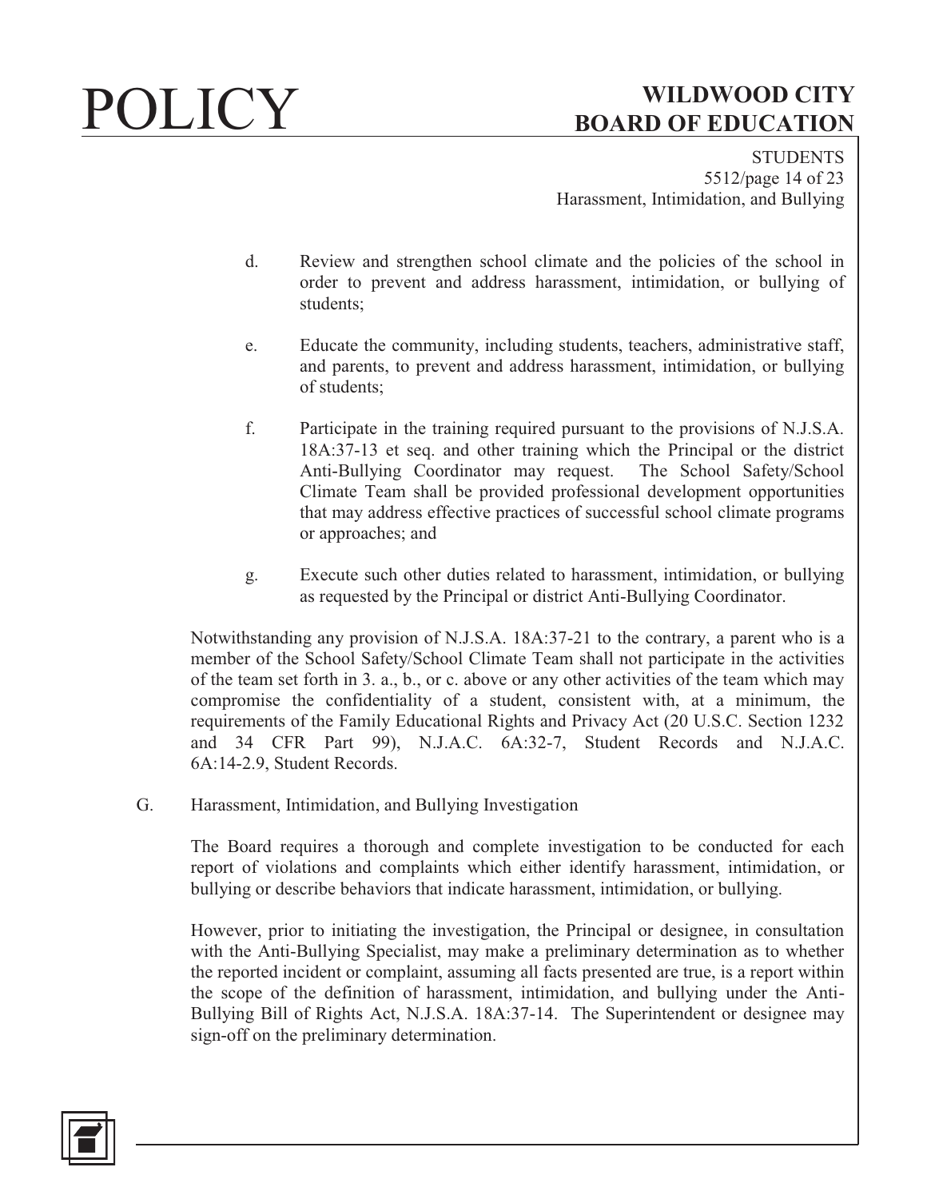d. Review and strengthen school climate and the policies of the school in order to prevent and address harassment, intimidation, or bullying of students;

e. Educate the community, including students, teachers, administrative staff, and parents, to prevent and address harassment, intimidation, or bullying of students;

f. Participate in the training required pursuant to the provisions of N.J.S.A. 18A:37-13 et seq. and other training which the Principal or the district Anti-Bullying Coordinator may request. The School Safety/School Climate Team shall be provided professional development opportunities that may address effective practices of successful school climate programs or approaches; and

g. Execute such other duties related to harassment, intimidation, or bullying as requested by the Principal or district Anti-Bullying Coordinator.

Notwithstanding any provision of N.J.S.A. 18A:37-21 to the contrary, a parent who is a member of the School Safety/School Climate Team shall not participate in the activities of the team set forth in 3. a., b., or c. above or any other activities of the team which may compromise the confidentiality of a student, consistent with, at a minimum, the requirements of the Family Educational Rights and Privacy Act (20 U.S.C. Section 1232 and 34 CFR Part 99), N.J.A.C. 6A:32-7, Student Records and N.J.A.C. 6A:14-2.9, Student Records.

G. Harassment, Intimidation, and Bullying Investigation

The Board requires a thorough and complete investigation to be conducted for each report of violations and complaints which either identify harassment, intimidation, or bullying or describe behaviors that indicate harassment, intimidation, or bullying.

However, prior to initiating the investigation, the Principal or designee, in consultation with the Anti-Bullying Specialist, may make a preliminary determination as to whether the reported incident or complaint, assuming all facts presented are true, is a report within the scope of the definition of harassment, intimidation, and bullying under the Anti-Bullying Bill of Rights Act, N.J.S.A. 18A:37-14. The Superintendent or designee may sign-off on the preliminary determination.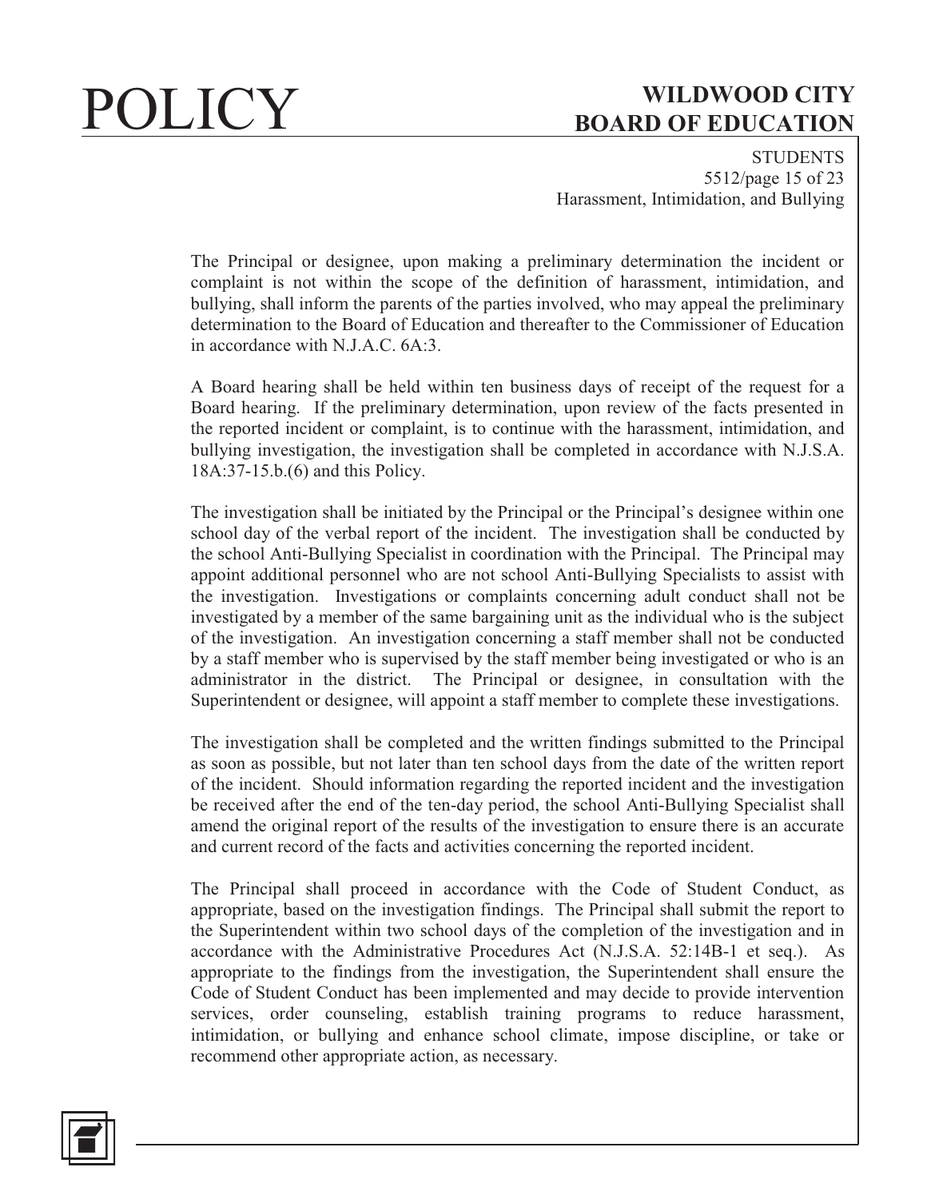The Principal or designee, upon making a preliminary determination the incident or complaint is not within the scope of the definition of harassment, intimidation, and bullying, shall inform the parents of the parties involved, who may appeal the preliminary determination to the Board of Education and thereafter to the Commissioner of Education in accordance with N.J.A.C. 6A:3.

A Board hearing shall be held within ten business days of receipt of the request for a Board hearing. If the preliminary determination, upon review of the facts presented in the reported incident or complaint, is to continue with the harassment, intimidation, and bullying investigation, the investigation shall be completed in accordance with N.J.S.A. 18A:37-15.b.(6) and this Policy.

The investigation shall be initiated by the Principal or the Principal's designee within one school day of the verbal report of the incident. The investigation shall be conducted by the school Anti-Bullying Specialist in coordination with the Principal. The Principal may appoint additional personnel who are not school Anti-Bullying Specialists to assist with the investigation. Investigations or complaints concerning adult conduct shall not be investigated by a member of the same bargaining unit as the individual who is the subject of the investigation. An investigation concerning a staff member shall not be conducted by a staff member who is supervised by the staff member being investigated or who is an administrator in the district. The Principal or designee, in consultation with the Superintendent or designee, will appoint a staff member to complete these investigations.

The investigation shall be completed and the written findings submitted to the Principal as soon as possible, but not later than ten school days from the date of the written report of the incident. Should information regarding the reported incident and the investigation be received after the end of the ten-day period, the school Anti-Bullying Specialist shall amend the original report of the results of the investigation to ensure there is an accurate and current record of the facts and activities concerning the reported incident.

The Principal shall proceed in accordance with the Code of Student Conduct, as appropriate, based on the investigation findings. The Principal shall submit the report to the Superintendent within two school days of the completion of the investigation and in accordance with the Administrative Procedures Act (N.J.S.A. 52:14B-1 et seq.). As appropriate to the findings from the investigation, the Superintendent shall ensure the Code of Student Conduct has been implemented and may decide to provide intervention services, order counseling, establish training programs to reduce harassment, intimidation, or bullying and enhance school climate, impose discipline, or take or recommend other appropriate action, as necessary.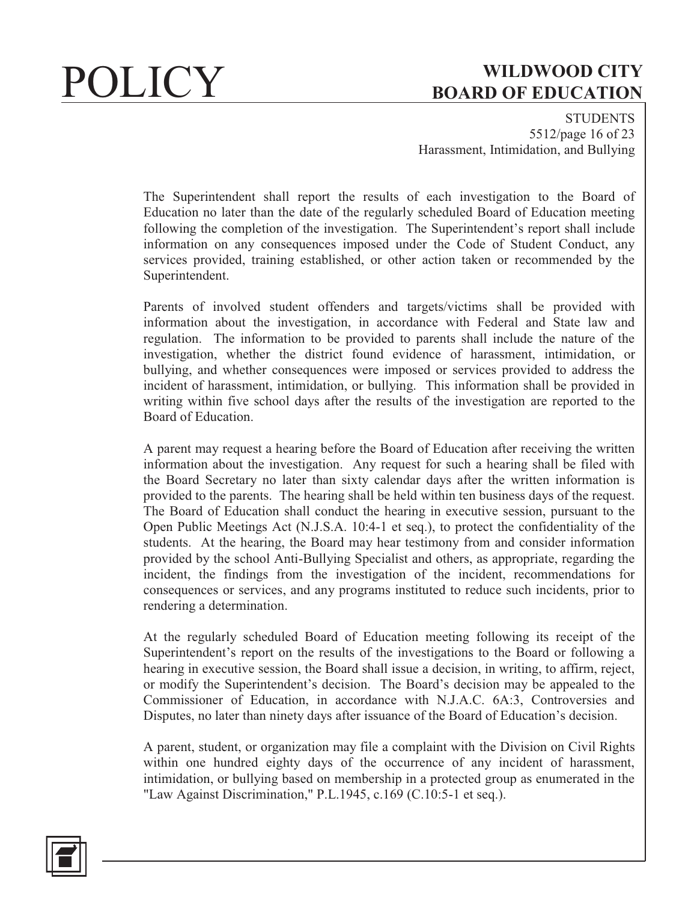The Superintendent shall report the results of each investigation to the Board of Education no later than the date of the regularly scheduled Board of Education meeting following the completion of the investigation. The Superintendent's report shall include information on any consequences imposed under the Code of Student Conduct, any services provided, training established, or other action taken or recommended by the Superintendent.

Parents of involved student offenders and targets/victims shall be provided with information about the investigation, in accordance with Federal and State law and regulation. The information to be provided to parents shall include the nature of the investigation, whether the district found evidence of harassment, intimidation, or bullying, and whether consequences were imposed or services provided to address the incident of harassment, intimidation, or bullying. This information shall be provided in writing within five school days after the results of the investigation are reported to the Board of Education.

A parent may request a hearing before the Board of Education after receiving the written information about the investigation. Any request for such a hearing shall be filed with the Board Secretary no later than sixty calendar days after the written information is provided to the parents. The hearing shall be held within ten business days of the request. The Board of Education shall conduct the hearing in executive session, pursuant to the Open Public Meetings Act (N.J.S.A. 10:4-1 et seq.), to protect the confidentiality of the students. At the hearing, the Board may hear testimony from and consider information provided by the school Anti-Bullying Specialist and others, as appropriate, regarding the incident, the findings from the investigation of the incident, recommendations for consequences or services, and any programs instituted to reduce such incidents, prior to rendering a determination.

At the regularly scheduled Board of Education meeting following its receipt of the Superintendent's report on the results of the investigations to the Board or following a hearing in executive session, the Board shall issue a decision, in writing, to affirm, reject, or modify the Superintendent's decision. The Board's decision may be appealed to the Commissioner of Education, in accordance with N.J.A.C. 6A:3, Controversies and Disputes, no later than ninety days after issuance of the Board of Education's decision.

A parent, student, or organization may file a complaint with the Division on Civil Rights within one hundred eighty days of the occurrence of any incident of harassment, intimidation, or bullying based on membership in a protected group as enumerated in the "Law Against Discrimination," P.L.1945, c.169 (C.10:5-1 et seq.).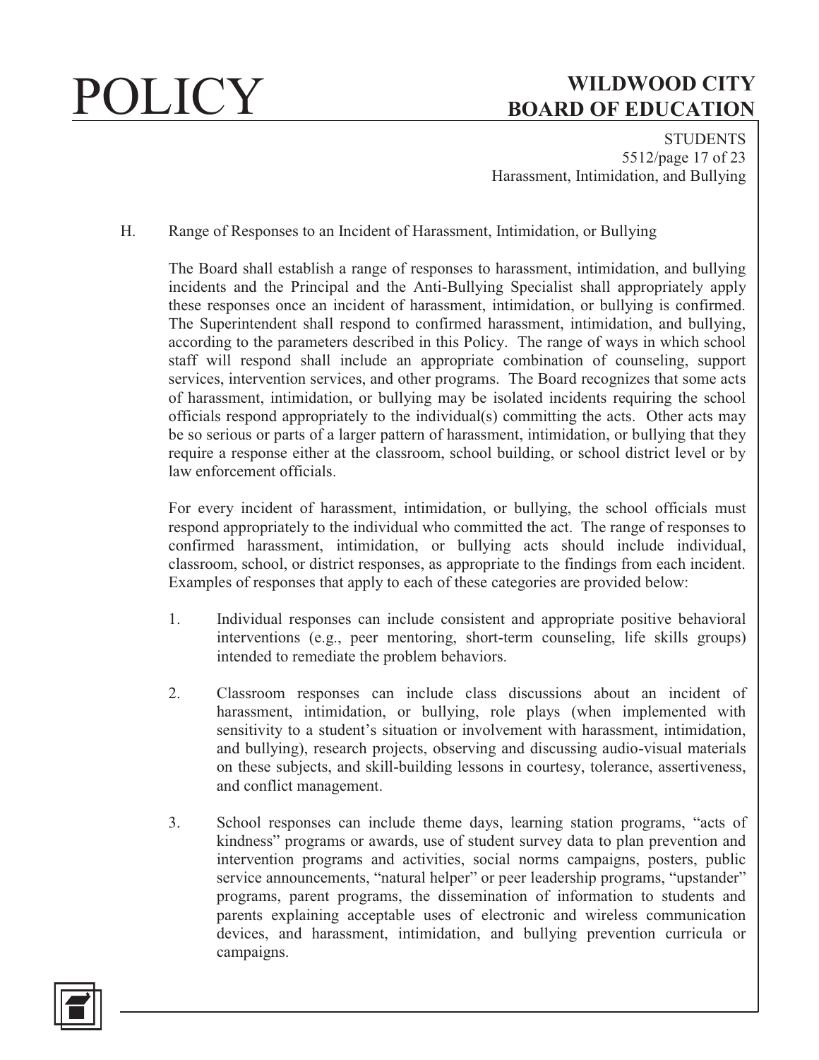H. Range of Responses to an Incident of Harassment, Intimidation, or Bullying

The Board shall establish a range of responses to harassment, intimidation, and bullying incidents and the Principal and the Anti-Bullying Specialist shall appropriately apply these responses once an incident of harassment, intimidation, or bullying is confirmed. The Superintendent shall respond to confirmed harassment, intimidation, and bullying, according to the parameters described in this Policy. The range of ways in which school staff will respond shall include an appropriate combination of counseling, support services, intervention services, and other programs. The Board recognizes that some acts of harassment, intimidation, or bullying may be isolated incidents requiring the school officials respond appropriately to the individual(s) committing the acts. Other acts may be so serious or parts of a larger pattern of harassment, intimidation, or bullying that they require a response either at the classroom, school building, or school district level or by law enforcement officials.

For every incident of harassment, intimidation, or bullying, the school officials must respond appropriately to the individual who committed the act. The range of responses to confirmed harassment, intimidation, or bullying acts should include individual, classroom, school, or district responses, as appropriate to the findings from each incident. Examples of responses that apply to each of these categories are provided below:

1. Individual responses can include consistent and appropriate positive behavioral interventions (e.g., peer mentoring, short-term counseling, life skills groups) intended to remediate the problem behaviors.

2. Classroom responses can include class discussions about an incident of harassment, intimidation, or bullying, role plays (when implemented with sensitivity to a student's situation or involvement with harassment, intimidation, and bullying), research projects, observing and discussing audio-visual materials on these subjects, and skill-building lessons in courtesy, tolerance, assertiveness, and conflict management.

3. School responses can include theme days, learning station programs, "acts of kindness" programs or awards, use of student survey data to plan prevention and intervention programs and activities, social norms campaigns, posters, public service announcements, "natural helper" or peer leadership programs, "upstander" programs, parent programs, the dissemination of information to students and parents explaining acceptable uses of electronic and wireless communication devices, and harassment, intimidation, and bullying prevention curricula or campaigns.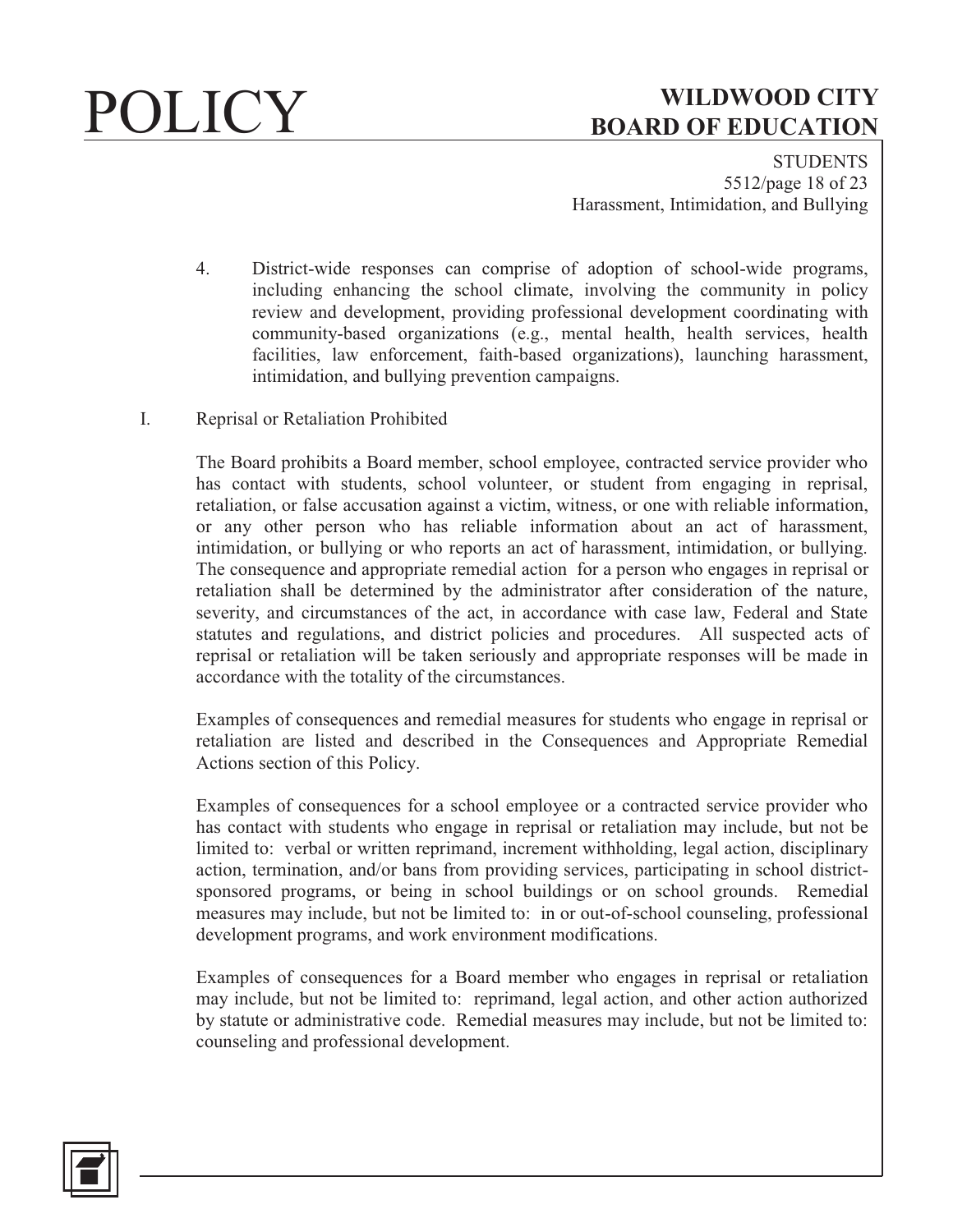4. District-wide responses can comprise of adoption of school-wide programs, including enhancing the school climate, involving the community in policy review and development, providing professional development coordinating with community-based organizations (e.g., mental health, health services, health facilities, law enforcement, faith-based organizations), launching harassment, intimidation, and bullying prevention campaigns.

I. Reprisal or Retaliation Prohibited

The Board prohibits a Board member, school employee, contracted service provider who has contact with students, school volunteer, or student from engaging in reprisal, retaliation, or false accusation against a victim, witness, or one with reliable information, or any other person who has reliable information about an act of harassment, intimidation, or bullying or who reports an act of harassment, intimidation, or bullying. The consequence and appropriate remedial action for a person who engages in reprisal or retaliation shall be determined by the administrator after consideration of the nature, severity, and circumstances of the act, in accordance with case law, Federal and State statutes and regulations, and district policies and procedures. All suspected acts of reprisal or retaliation will be taken seriously and appropriate responses will be made in accordance with the totality of the circumstances.

Examples of consequences and remedial measures for students who engage in reprisal or retaliation are listed and described in the Consequences and Appropriate Remedial Actions section of this Policy.

Examples of consequences for a school employee or a contracted service provider who has contact with students who engage in reprisal or retaliation may include, but not be limited to: verbal or written reprimand, increment withholding, legal action, disciplinary action, termination, and/or bans from providing services, participating in school district-sponsored programs, or being in school buildings or on school grounds. Remedial measures may include, but not be limited to: in or out-of-school counseling, professional development programs, and work environment modifications.

Examples of consequences for a Board member who engages in reprisal or retaliation may include, but not be limited to: reprimand, legal action, and other action authorized by statute or administrative code. Remedial measures may include, but not be limited to: counseling and professional development.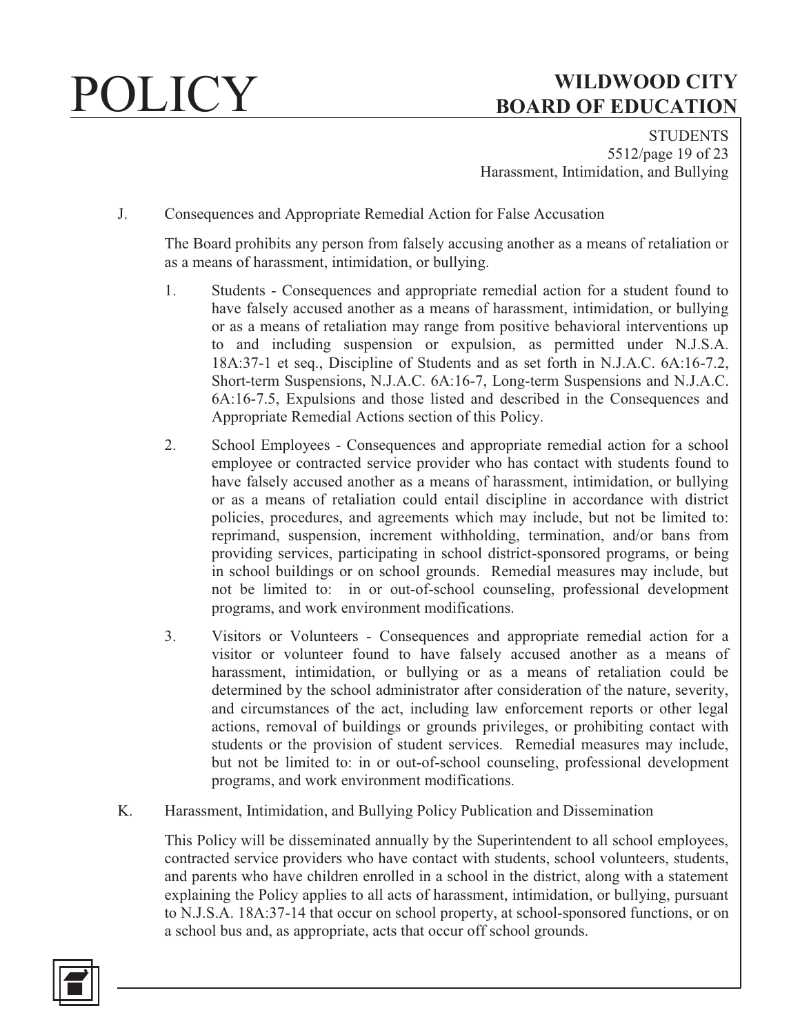J. Consequences and Appropriate Remedial Action for False Accusation

The Board prohibits any person from falsely accusing another as a means of retaliation or as a means of harassment, intimidation, or bullying.

1. Students - Consequences and appropriate remedial action for a student found to have falsely accused another as a means of harassment, intimidation, or bullying or as a means of retaliation may range from positive behavioral interventions up to and including suspension or expulsion, as permitted under N.J.S.A. 18A:37-1 et seq., Discipline of Students and as set forth in N.J.A.C. 6A:16-7.2, Short-term Suspensions, N.J.A.C. 6A:16-7, Long-term Suspensions and N.J.A.C. 6A:16-7.5, Expulsions and those listed and described in the Consequences and Appropriate Remedial Actions section of this Policy.

2. School Employees - Consequences and appropriate remedial action for a school employee or contracted service provider who has contact with students found to have falsely accused another as a means of harassment, intimidation, or bullying or as a means of retaliation could entail discipline in accordance with district policies, procedures, and agreements which may include, but not be limited to: reprimand, suspension, increment withholding, termination, and/or bans from providing services, participating in school district-sponsored programs, or being in school buildings or on school grounds. Remedial measures may include, but not be limited to: in or out-of-school counseling, professional development programs, and work environment modifications.

3. Visitors or Volunteers - Consequences and appropriate remedial action for a visitor or volunteer found to have falsely accused another as a means of harassment, intimidation, or bullying or as a means of retaliation could be determined by the school administrator after consideration of the nature, severity, and circumstances of the act, including law enforcement reports or other legal actions, removal of buildings or grounds privileges, or prohibiting contact with students or the provision of student services. Remedial measures may include, but not be limited to: in or out-of-school counseling, professional development programs, and work environment modifications.

K. Harassment, Intimidation, and Bullying Policy Publication and Dissemination

This Policy will be disseminated annually by the Superintendent to all school employees, contracted service providers who have contact with students, school volunteers, students, and parents who have children enrolled in a school in the district, along with a statement explaining the Policy applies to all acts of harassment, intimidation, or bullying, pursuant to N.J.S.A. 18A:37-14 that occur on school property, at school-sponsored functions, or on a school bus and, as appropriate, acts that occur off school grounds.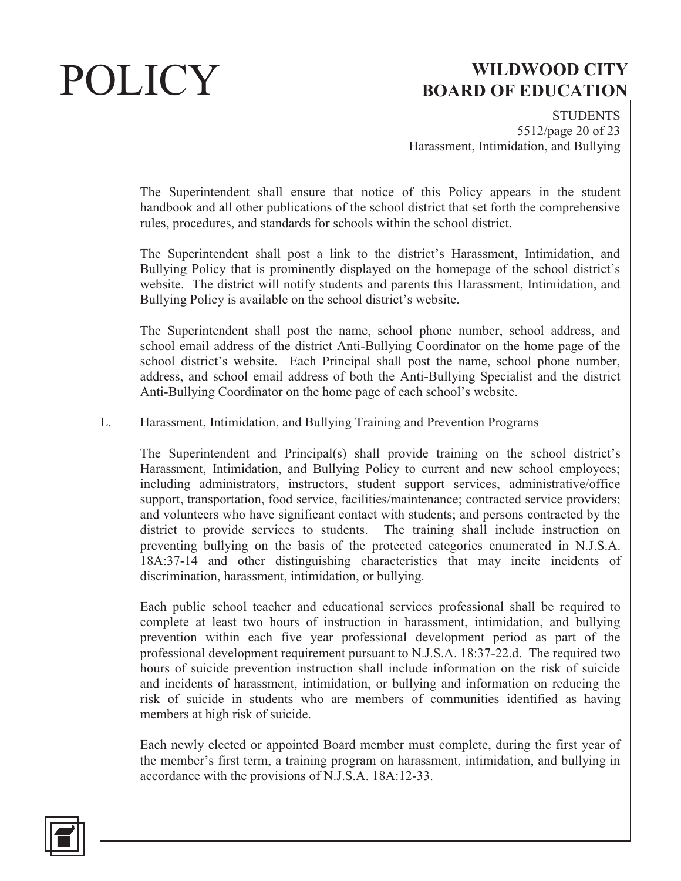The Superintendent shall ensure that notice of this Policy appears in the student handbook and all other publications of the school district that set forth the comprehensive rules, procedures, and standards for schools within the school district.

The Superintendent shall post a link to the district's Harassment, Intimidation, and Bullying Policy that is prominently displayed on the homepage of the school district's website. The district will notify students and parents this Harassment, Intimidation, and Bullying Policy is available on the school district's website.

The Superintendent shall post the name, school phone number, school address, and school email address of the district Anti-Bullying Coordinator on the home page of the school district's website. Each Principal shall post the name, school phone number, address, and school email address of both the Anti-Bullying Specialist and the district Anti-Bullying Coordinator on the home page of each school's website.

L. Harassment, Intimidation, and Bullying Training and Prevention Programs

The Superintendent and Principal(s) shall provide training on the school district's Harassment, Intimidation, and Bullying Policy to current and new school employees; including administrators, instructors, student support services, administrative/office support, transportation, food service, facilities/maintenance; contracted service providers; and volunteers who have significant contact with students; and persons contracted by the district to provide services to students. The training shall include instruction on preventing bullying on the basis of the protected categories enumerated in N.J.S.A. 18A:37-14 and other distinguishing characteristics that may incite incidents of discrimination, harassment, intimidation, or bullying.

Each public school teacher and educational services professional shall be required to complete at least two hours of instruction in harassment, intimidation, and bullying prevention within each five year professional development period as part of the professional development requirement pursuant to N.J.S.A. 18:37-22.d. The required two hours of suicide prevention instruction shall include information on the risk of suicide and incidents of harassment, intimidation, or bullying and information on reducing the risk of suicide in students who are members of communities identified as having members at high risk of suicide.

Each newly elected or appointed Board member must complete, during the first year of the member's first term, a training program on harassment, intimidation, and bullying in accordance with the provisions of N.J.S.A. 18A:12-33.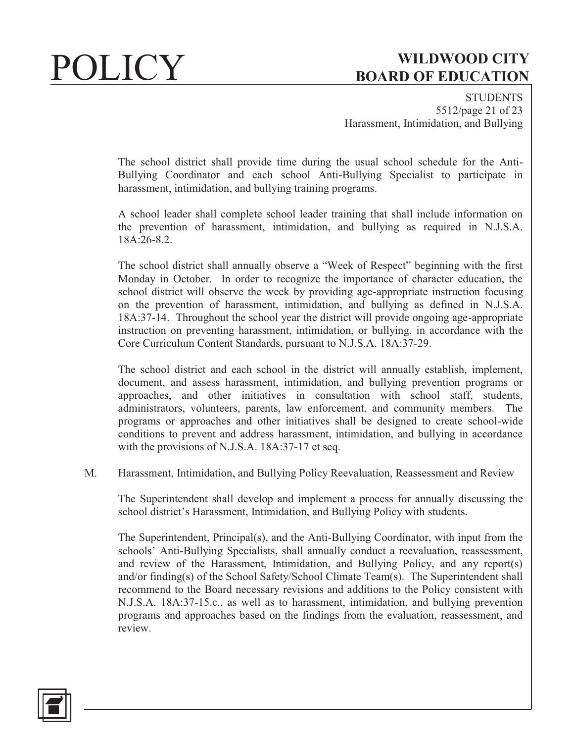The school district shall provide time during the usual school schedule for the Anti-Bullying Coordinator and each school Anti-Bullying Specialist to participate in harassment, intimidation, and bullying training programs.

A school leader shall complete school leader training that shall include information on the prevention of harassment, intimidation, and bullying as required in N.J.S.A. 18A:26-8.2.

The school district shall annually observe a "Week of Respect" beginning with the first Monday in October. In order to recognize the importance of character education, the school district will observe the week by providing age-appropriate instruction focusing on the prevention of harassment, intimidation, and bullying as defined in N.J.S.A. 18A:37-14. Throughout the school year the district will provide ongoing age-appropriate instruction on preventing harassment, intimidation, or bullying, in accordance with the Core Curriculum Content Standards, pursuant to N.J.S.A. 18A:37-29.

The school district and each school in the district will annually establish, implement, document, and assess harassment, intimidation, and bullying prevention programs or approaches, and other initiatives in consultation with school staff, students, administrators, volunteers, parents, law enforcement, and community members. The programs or approaches and other initiatives shall be designed to create school-wide conditions to prevent and address harassment, intimidation, and bullying in accordance with the provisions of N.J.S.A. 18A:37-17 et seq.

M. Harassment, Intimidation, and Bullying Policy Reevaluation, Reassessment and Review

The Superintendent shall develop and implement a process for annually discussing the school district's Harassment, Intimidation, and Bullying Policy with students.

The Superintendent, Principal(s), and the Anti-Bullying Coordinator, with input from the schools' Anti-Bullying Specialists, shall annually conduct a reevaluation, reassessment, and review of the Harassment, Intimidation, and Bullying Policy, and any report(s) and/or finding(s) of the School Safety/School Climate Team(s). The Superintendent shall recommend to the Board necessary revisions and additions to the Policy consistent with N.J.S.A. 18A:37-15.c., as well as to harassment, intimidation, and bullying prevention programs and approaches based on the findings from the evaluation, reassessment, and review.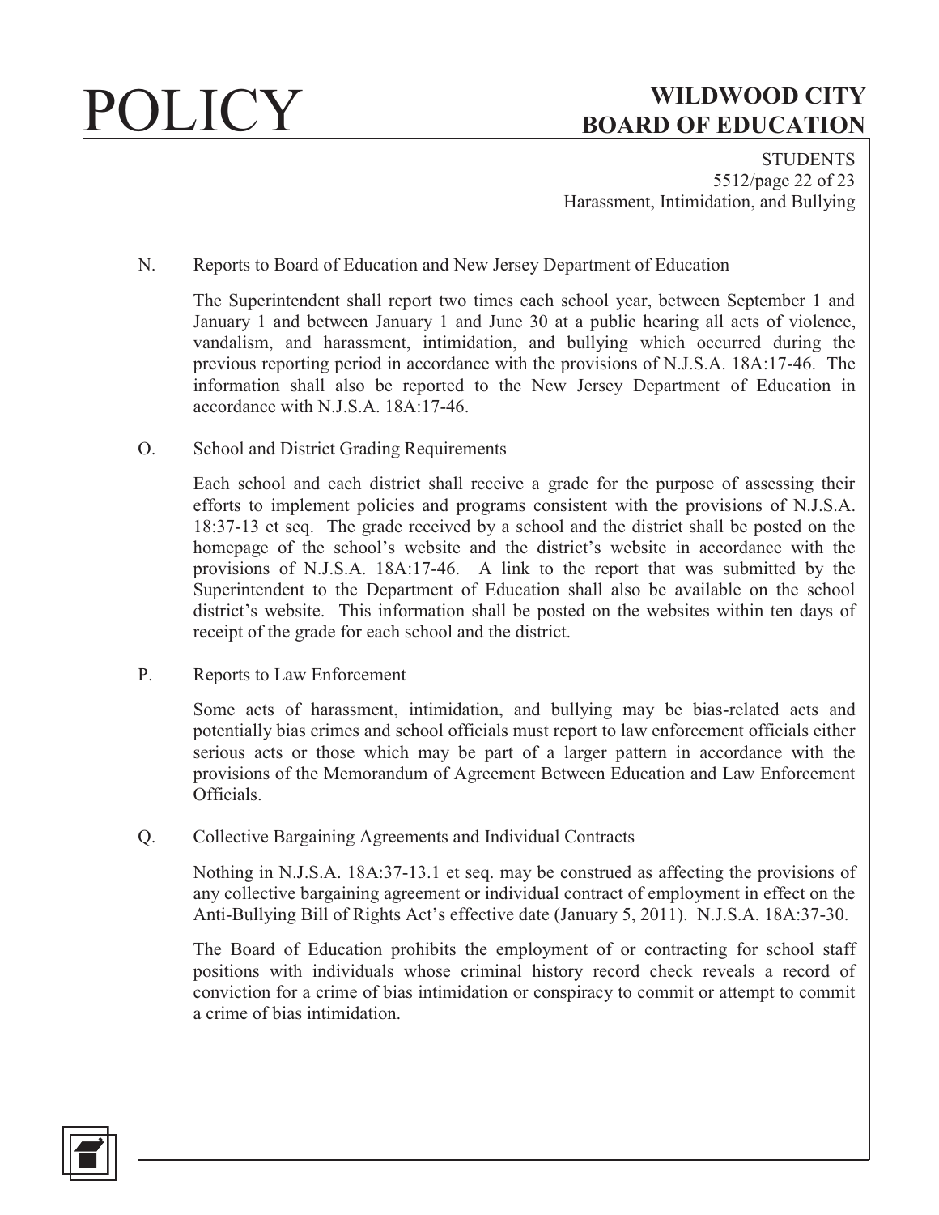N. Reports to Board of Education and New Jersey Department of Education

The Superintendent shall report two times each school year, between September 1 and January 1 and between January 1 and June 30 at a public hearing all acts of violence, vandalism, and harassment, intimidation, and bullying which occurred during the previous reporting period in accordance with the provisions of N.J.S.A. 18A:17-46. The information shall also be reported to the New Jersey Department of Education in accordance with N.J.S.A. 18A:17-46.

O. School and District Grading Requirements

Each school and each district shall receive a grade for the purpose of assessing their efforts to implement policies and programs consistent with the provisions of N.J.S.A. 18:37-13 et seq. The grade received by a school and the district shall be posted on the homepage of the school's website and the district's website in accordance with the provisions of N.J.S.A. 18A:17-46. A link to the report that was submitted by the Superintendent to the Department of Education shall also be available on the school district's website. This information shall be posted on the websites within ten days of receipt of the grade for each school and the district.

P. Reports to Law Enforcement

Some acts of harassment, intimidation, and bullying may be bias-related acts and potentially bias crimes and school officials must report to law enforcement officials either serious acts or those which may be part of a larger pattern in accordance with the provisions of the Memorandum of Agreement Between Education and Law Enforcement Officials.

Q. Collective Bargaining Agreements and Individual Contracts

Nothing in N.J.S.A. 18A:37-13.1 et seq. may be construed as affecting the provisions of any collective bargaining agreement or individual contract of employment in effect on the Anti-Bullying Bill of Rights Act's effective date (January 5, 2011). N.J.S.A. 18A:37-30.

The Board of Education prohibits the employment of or contracting for school staff positions with individuals whose criminal history record check reveals a record of conviction for a crime of bias intimidation or conspiracy to commit or attempt to commit a crime of bias intimidation.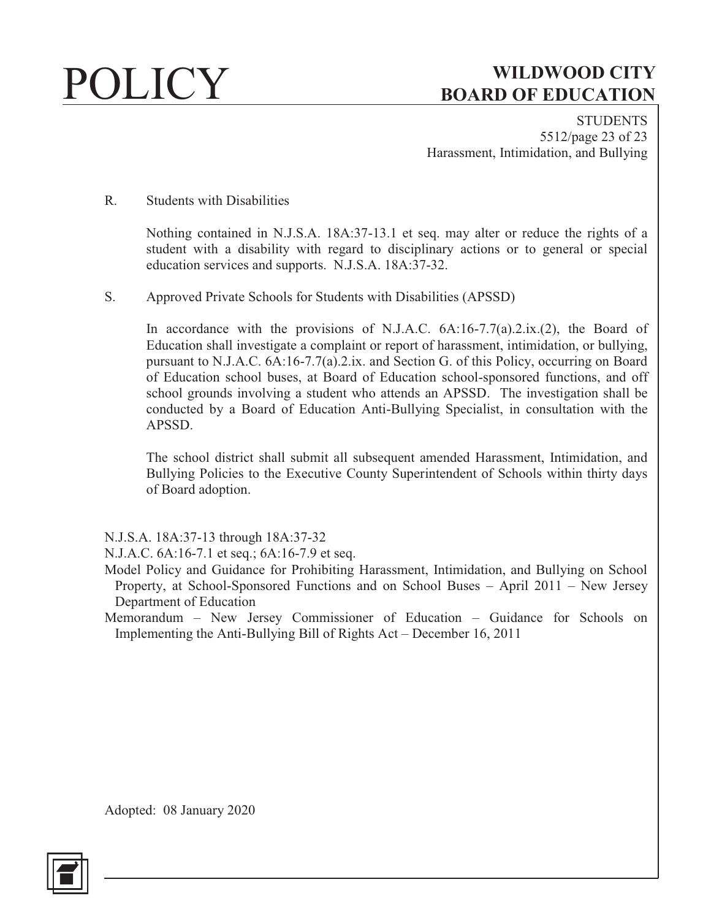R. Students with Disabilities

Nothing contained in N.J.S.A. 18A:37-13.1 et seq. may alter or reduce the rights of a student with a disability with regard to disciplinary actions or to general or special education services and supports. N.J.S.A. 18A:37-32.

S. Approved Private Schools for Students with Disabilities (APSSD)

In accordance with the provisions of N.J.A.C. 6A:16-7.7(a).2.ix.(2), the Board of Education shall investigate a complaint or report of harassment, intimidation, or bullying, pursuant to N.J.A.C. 6A:16-7.7(a).2.ix. and Section G. of this Policy, occurring on Board of Education school buses, at Board of Education school-sponsored functions, and off school grounds involving a student who attends an APSSD. The investigation shall be conducted by a Board of Education Anti-Bullying Specialist, in consultation with the APSSD.

The school district shall submit all subsequent amended Harassment, Intimidation, and Bullying Policies to the Executive County Superintendent of Schools within thirty days of Board adoption.

N.J.S.A. 18A:37-13 through 18A:37-32

N.J.A.C. 6A:16-7.1 et seq.; 6A:16-7.9 et seq.

Model Policy and Guidance for Prohibiting Harassment, Intimidation, and Bullying on School Property, at School-Sponsored Functions and on School Buses – April 2011 – New Jersey Department of Education

Memorandum – New Jersey Commissioner of Education – Guidance for Schools on Implementing the Anti-Bullying Bill of Rights Act – December 16, 2011

Adopted: 08 January 2020